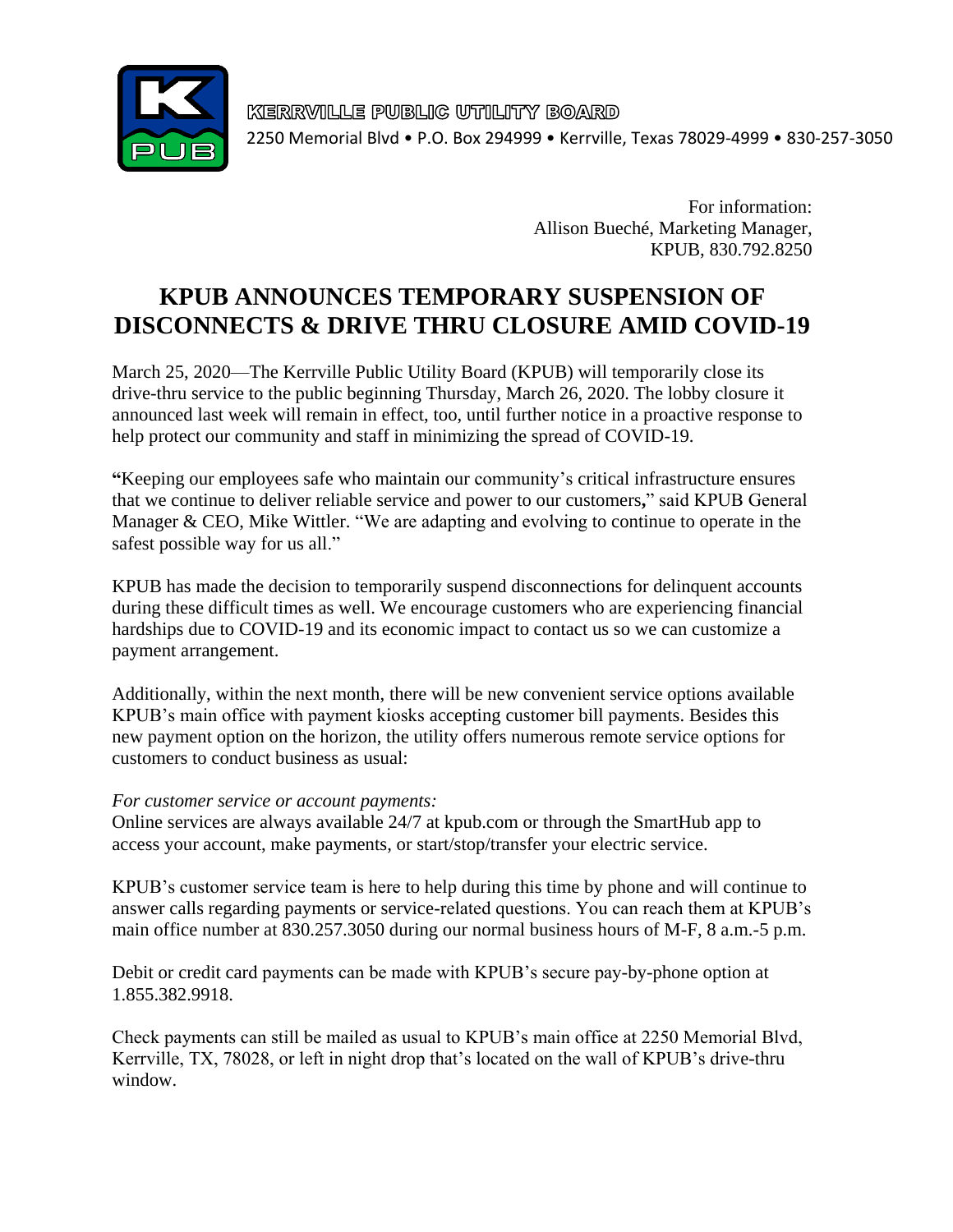KERRVILLE PUBLIC UTILITY BOARD

2250 Memorial Blvd • P.O. Box 294999 • Kerrville, Texas 78029-4999 • 830-257-3050

For information:
Allison Bueché, Marketing Manager,
KPUB, 830.792.8250

# KPUB ANNOUNCES TEMPORARY SUSPENSION OF DISCONNECTS & DRIVE THRU CLOSURE AMID COVID-19

March 25, 2020—The Kerrville Public Utility Board (KPUB) will temporarily close its drive-thru service to the public beginning Thursday, March 26, 2020. The lobby closure it announced last week will remain in effect, too, until further notice in a proactive response to help protect our community and staff in minimizing the spread of COVID-19.

**"**Keeping our employees safe who maintain our community's critical infrastructure ensures that we continue to deliver reliable service and power to our customers**,**" said KPUB General Manager & CEO, Mike Wittler. "We are adapting and evolving to continue to operate in the safest possible way for us all."

KPUB has made the decision to temporarily suspend disconnections for delinquent accounts during these difficult times as well. We encourage customers who are experiencing financial hardships due to COVID-19 and its economic impact to contact us so we can customize a payment arrangement.

Additionally, within the next month, there will be new convenient service options available KPUB's main office with payment kiosks accepting customer bill payments. Besides this new payment option on the horizon, the utility offers numerous remote service options for customers to conduct business as usual:

*For customer service or account payments:*
Online services are always available 24/7 at kpub.com or through the SmartHub app to access your account, make payments, or start/stop/transfer your electric service.

KPUB's customer service team is here to help during this time by phone and will continue to answer calls regarding payments or service-related questions. You can reach them at KPUB's main office number at 830.257.3050 during our normal business hours of M-F, 8 a.m.-5 p.m.

Debit or credit card payments can be made with KPUB's secure pay-by-phone option at 1.855.382.9918.

Check payments can still be mailed as usual to KPUB's main office at 2250 Memorial Blvd, Kerrville, TX, 78028, or left in night drop that's located on the wall of KPUB's drive-thru window.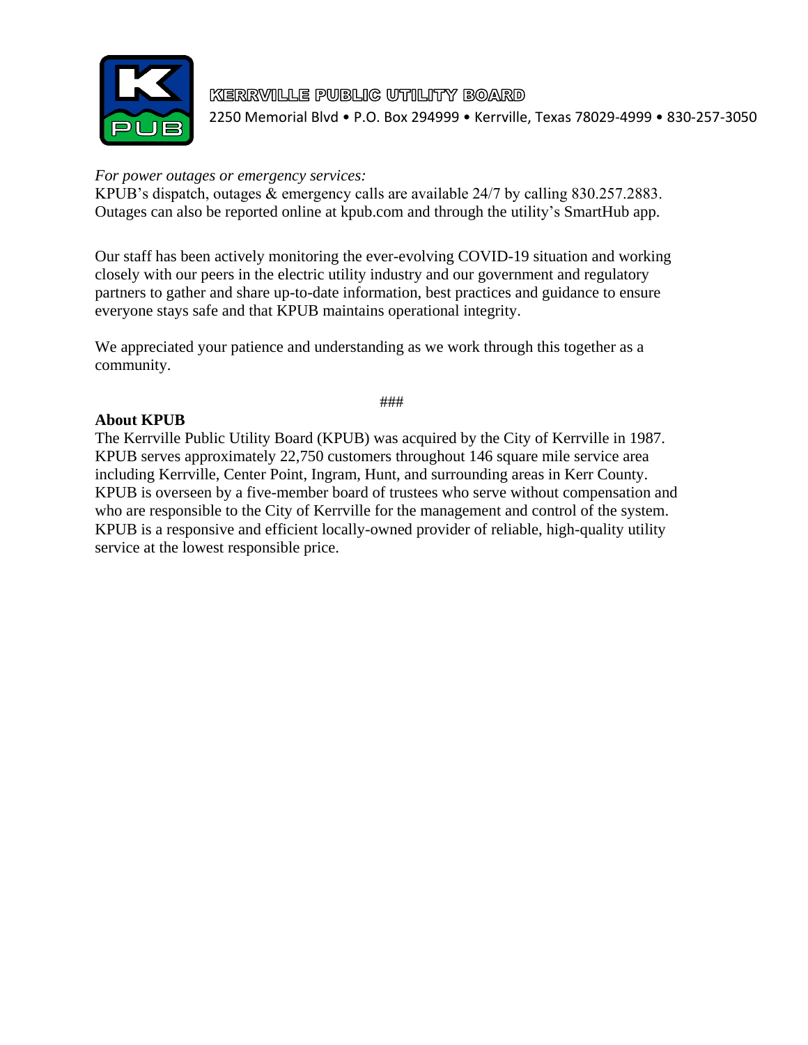**KERRVILLE PUBLIC UTILITY BOARD**
2250 Memorial Blvd • P.O. Box 294999 • Kerrville, Texas 78029-4999 • 830-257-3050

*For power outages or emergency services:*
KPUB's dispatch, outages & emergency calls are available 24/7 by calling 830.257.2883. Outages can also be reported online at kpub.com and through the utility's SmartHub app.

Our staff has been actively monitoring the ever-evolving COVID-19 situation and working closely with our peers in the electric utility industry and our government and regulatory partners to gather and share up-to-date information, best practices and guidance to ensure everyone stays safe and that KPUB maintains operational integrity.

We appreciated your patience and understanding as we work through this together as a community.

###

**About KPUB**
The Kerrville Public Utility Board (KPUB) was acquired by the City of Kerrville in 1987. KPUB serves approximately 22,750 customers throughout 146 square mile service area including Kerrville, Center Point, Ingram, Hunt, and surrounding areas in Kerr County. KPUB is overseen by a five-member board of trustees who serve without compensation and who are responsible to the City of Kerrville for the management and control of the system. KPUB is a responsive and efficient locally-owned provider of reliable, high-quality utility service at the lowest responsible price.